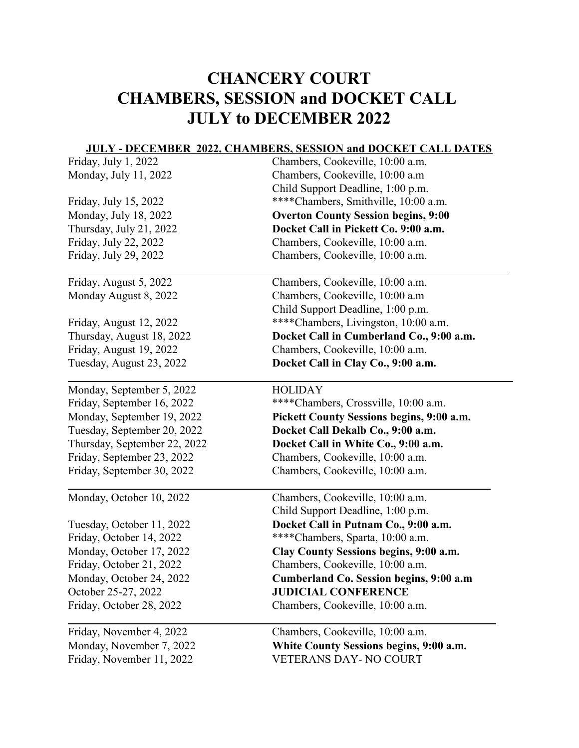# CHANCERY COURT
# CHAMBERS, SESSION and DOCKET CALL
# JULY to DECEMBER 2022

**JULY - DECEMBER 2022, CHAMBERS, SESSION and DOCKET CALL DATES**

| | |
|---|---|
| Friday, July 1, 2022 | Chambers, Cookeville, 10:00 a.m. |
| Monday, July 11, 2022 | Chambers, Cookeville, 10:00 a.m<br>Child Support Deadline, 1:00 p.m. |
| Friday, July 15, 2022 | ****Chambers, Smithville, 10:00 a.m. |
| Monday, July 18, 2022 | **Overton County Session begins, 9:00** |
| Thursday, July 21, 2022 | **Docket Call in Pickett Co. 9:00 a.m.** |
| Friday, July 22, 2022 | Chambers, Cookeville, 10:00 a.m. |
| Friday, July 29, 2022 | Chambers, Cookeville, 10:00 a.m. |

| | |
|---|---|
| Friday, August 5, 2022 | Chambers, Cookeville, 10:00 a.m. |
| Monday August 8, 2022 | Chambers, Cookeville, 10:00 a.m<br>Child Support Deadline, 1:00 p.m. |
| Friday, August 12, 2022 | ****Chambers, Livingston, 10:00 a.m. |
| Thursday, August 18, 2022 | **Docket Call in Cumberland Co., 9:00 a.m.** |
| Friday, August 19, 2022 | Chambers, Cookeville, 10:00 a.m. |
| Tuesday, August 23, 2022 | **Docket Call in Clay Co., 9:00 a.m.** |

| | |
|---|---|
| Monday, September 5, 2022 | HOLIDAY |
| Friday, September 16, 2022 | ****Chambers, Crossville, 10:00 a.m. |
| Monday, September 19, 2022 | **Pickett County Sessions begins, 9:00 a.m.** |
| Tuesday, September 20, 2022 | **Docket Call Dekalb Co., 9:00 a.m.** |
| Thursday, September 22, 2022 | **Docket Call in White Co., 9:00 a.m.** |
| Friday, September 23, 2022 | Chambers, Cookeville, 10:00 a.m. |
| Friday, September 30, 2022 | Chambers, Cookeville, 10:00 a.m. |

| | |
|---|---|
| Monday, October 10, 2022 | Chambers, Cookeville, 10:00 a.m.<br>Child Support Deadline, 1:00 p.m. |
| Tuesday, October 11, 2022 | **Docket Call in Putnam Co., 9:00 a.m.** |
| Friday, October 14, 2022 | ****Chambers, Sparta, 10:00 a.m. |
| Monday, October 17, 2022 | **Clay County Sessions begins, 9:00 a.m.** |
| Friday, October 21, 2022 | Chambers, Cookeville, 10:00 a.m. |
| Monday, October 24, 2022 | **Cumberland Co. Session begins, 9:00 a.m** |
| October 25-27, 2022 | **JUDICIAL CONFERENCE** |
| Friday, October 28, 2022 | Chambers, Cookeville, 10:00 a.m. |

| | |
|---|---|
| Friday, November 4, 2022 | Chambers, Cookeville, 10:00 a.m. |
| Monday, November 7, 2022 | **White County Sessions begins, 9:00 a.m.** |
| Friday, November 11, 2022 | VETERANS DAY- NO COURT |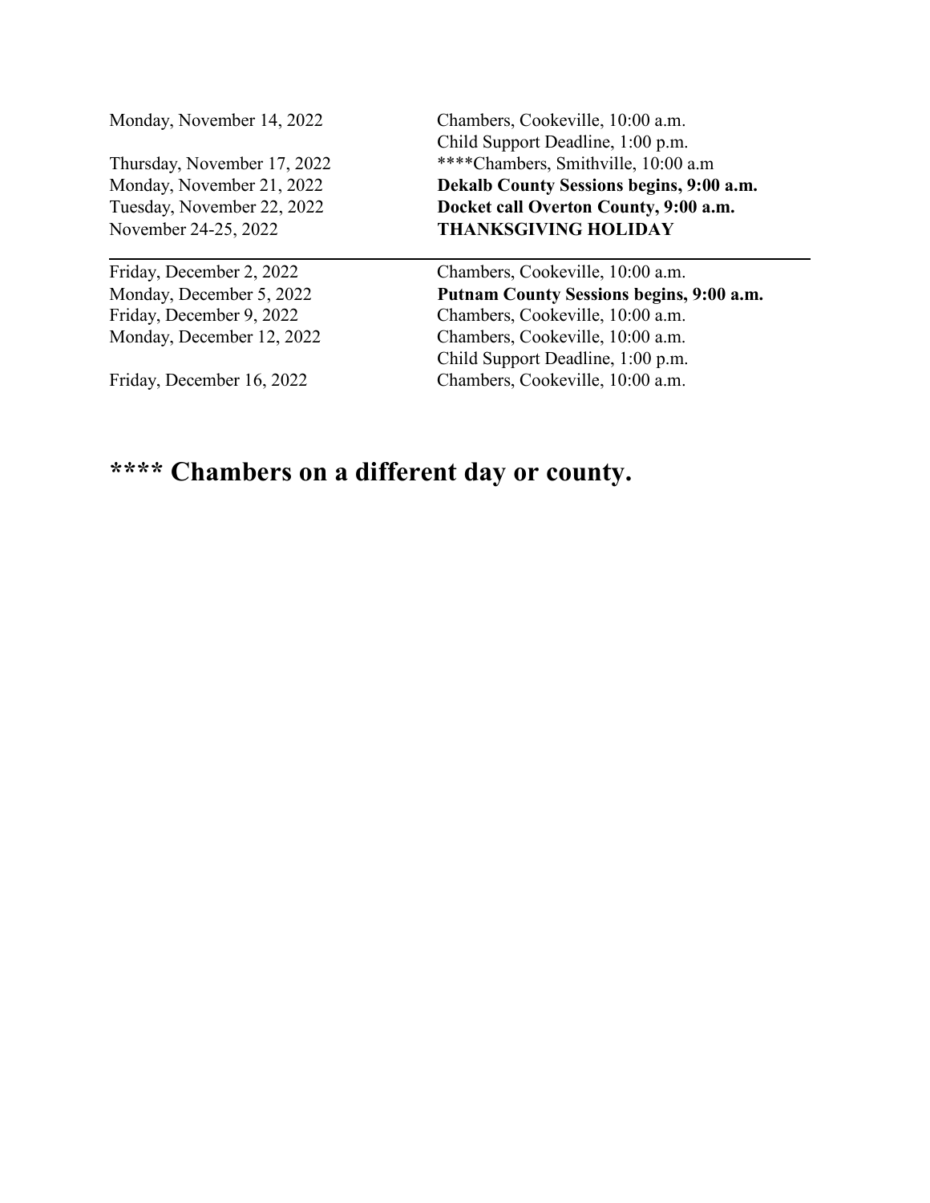| | |
|---|---|
| Monday, November 14, 2022 | Chambers, Cookeville, 10:00 a.m. |
| | Child Support Deadline, 1:00 p.m. |
| Thursday, November 17, 2022 | ****Chambers, Smithville, 10:00 a.m |
| Monday, November 21, 2022 | **Dekalb County Sessions begins, 9:00 a.m.** |
| Tuesday, November 22, 2022 | **Docket call Overton County, 9:00 a.m.** |
| November 24-25, 2022 | **THANKSGIVING HOLIDAY** |

| | |
|---|---|
| Friday, December 2, 2022 | Chambers, Cookeville, 10:00 a.m. |
| Monday, December 5, 2022 | **Putnam County Sessions begins, 9:00 a.m.** |
| Friday, December 9, 2022 | Chambers, Cookeville, 10:00 a.m. |
| Monday, December 12, 2022 | Chambers, Cookeville, 10:00 a.m. |
| | Child Support Deadline, 1:00 p.m. |
| Friday, December 16, 2022 | Chambers, Cookeville, 10:00 a.m. |

## **** Chambers on a different day or county.